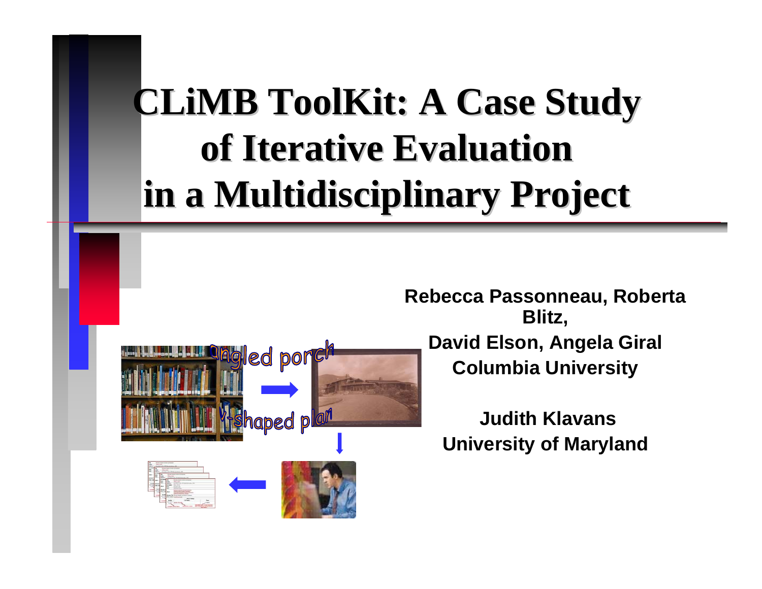# CLiMB ToolKit: A Case Study of Iterative Evaluation in a Multidisciplinary Project

**Rebecca Passonneau, Roberta Blitz, David Elson, Angela Giral**
**Columbia University**

**Judith Klavans**
**University of Maryland**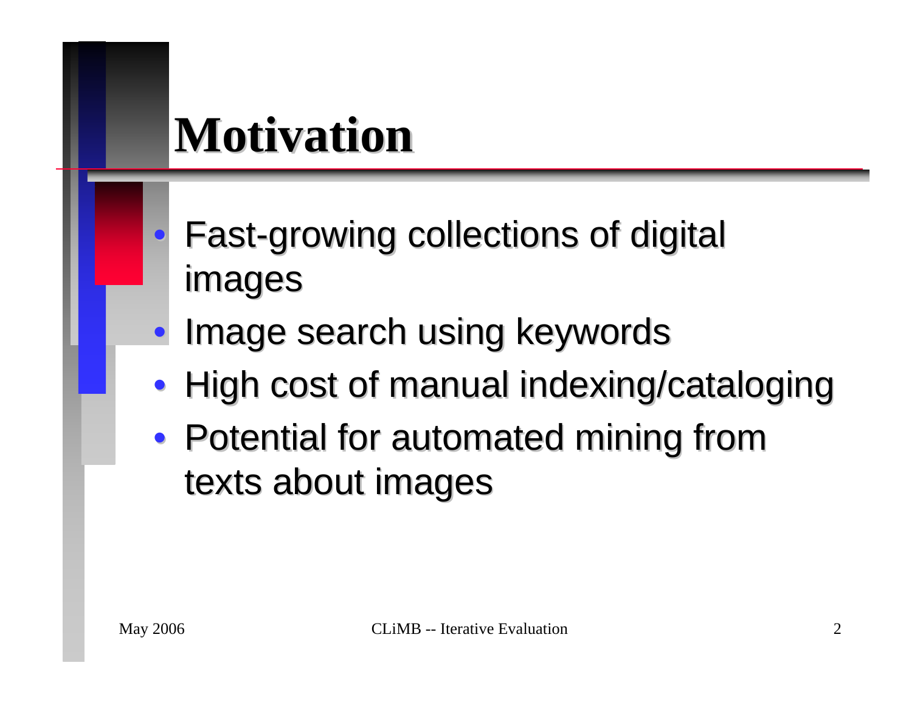# Motivation

- Fast-growing collections of digital images
- Image search using keywords
- High cost of manual indexing/cataloging
- Potential for automated mining from texts about images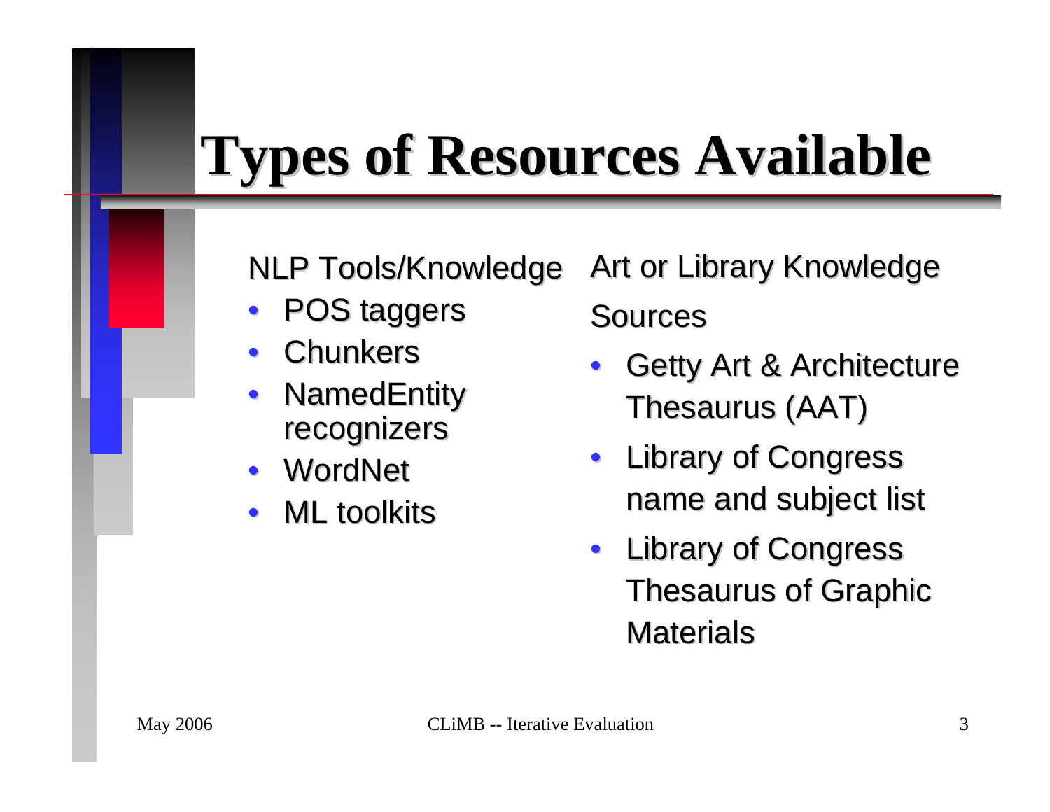# Types of Resources Available

NLP Tools/Knowledge

- POS taggers
- Chunkers
- NamedEntity recognizers
- WordNet
- ML toolkits

Art or Library Knowledge Sources

- Getty Art & Architecture Thesaurus (AAT)
- Library of Congress name and subject list
- Library of Congress Thesaurus of Graphic Materials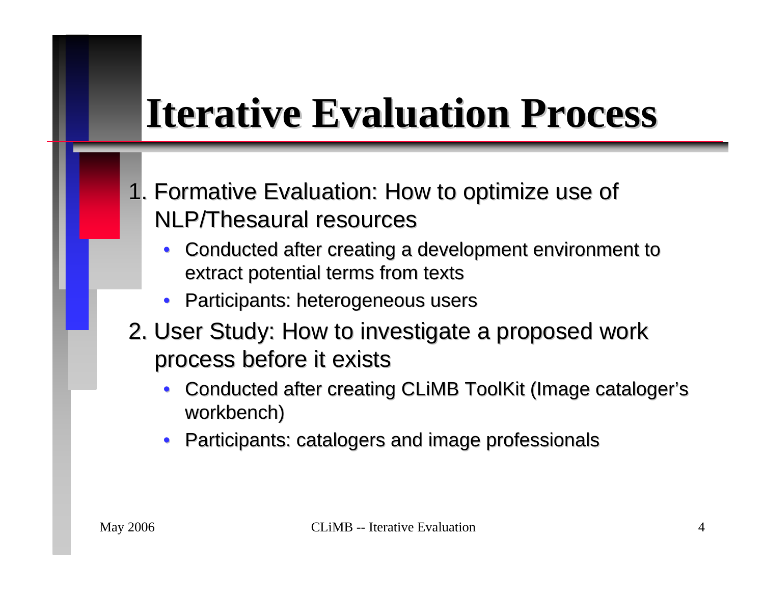# Iterative Evaluation Process

1. Formative Evaluation: How to optimize use of NLP/Thesaural resources
   - Conducted after creating a development environment to extract potential terms from texts
   - Participants: heterogeneous users
2. User Study: How to investigate a proposed work process before it exists
   - Conducted after creating CLiMB ToolKit (Image cataloger's workbench)
   - Participants: catalogers and image professionals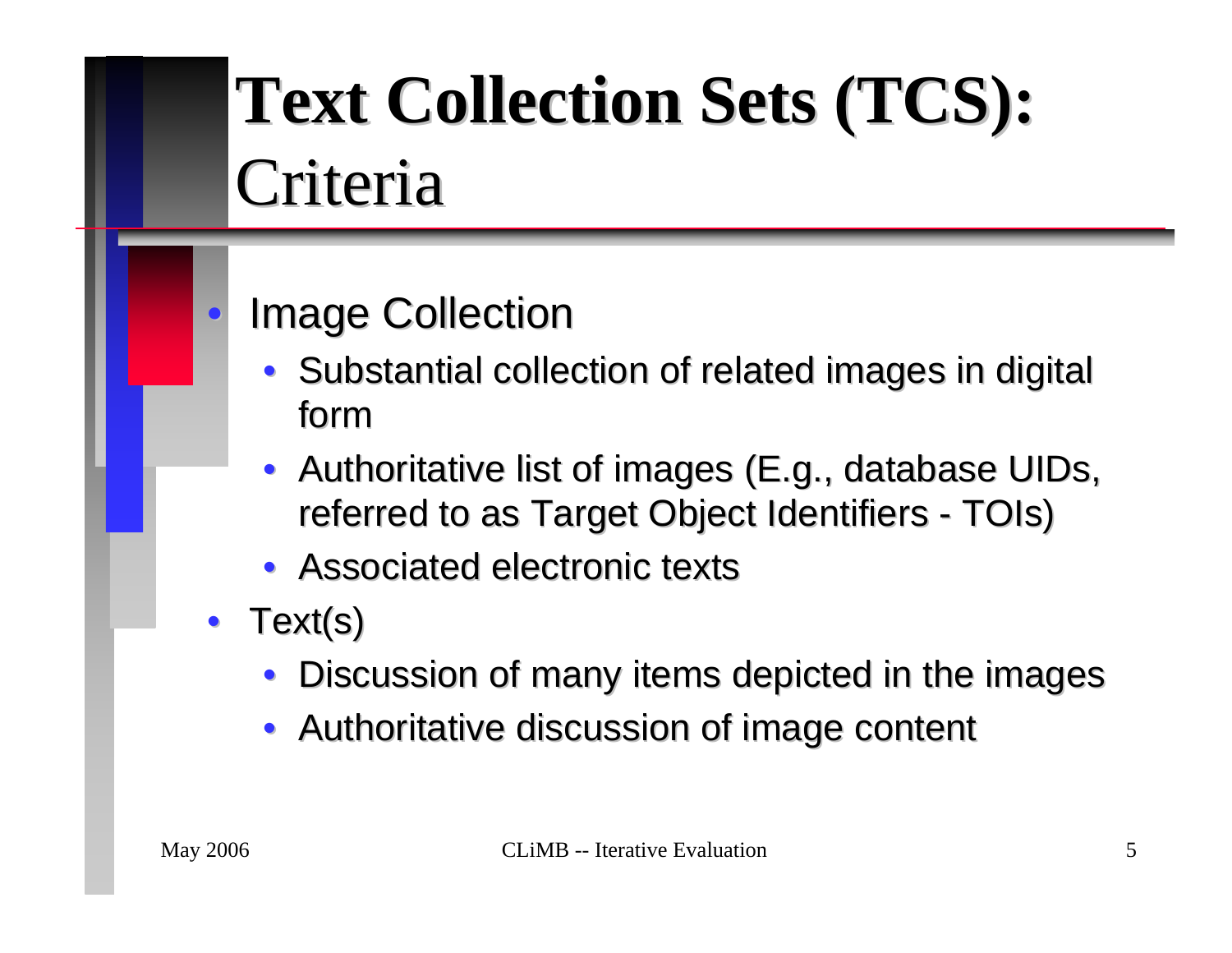# Text Collection Sets (TCS): Criteria

- Image Collection
  - Substantial collection of related images in digital form
  - Authoritative list of images (E.g., database UIDs, referred to as Target Object Identifiers - TOIs)
  - Associated electronic texts
- Text(s)
  - Discussion of many items depicted in the images
  - Authoritative discussion of image content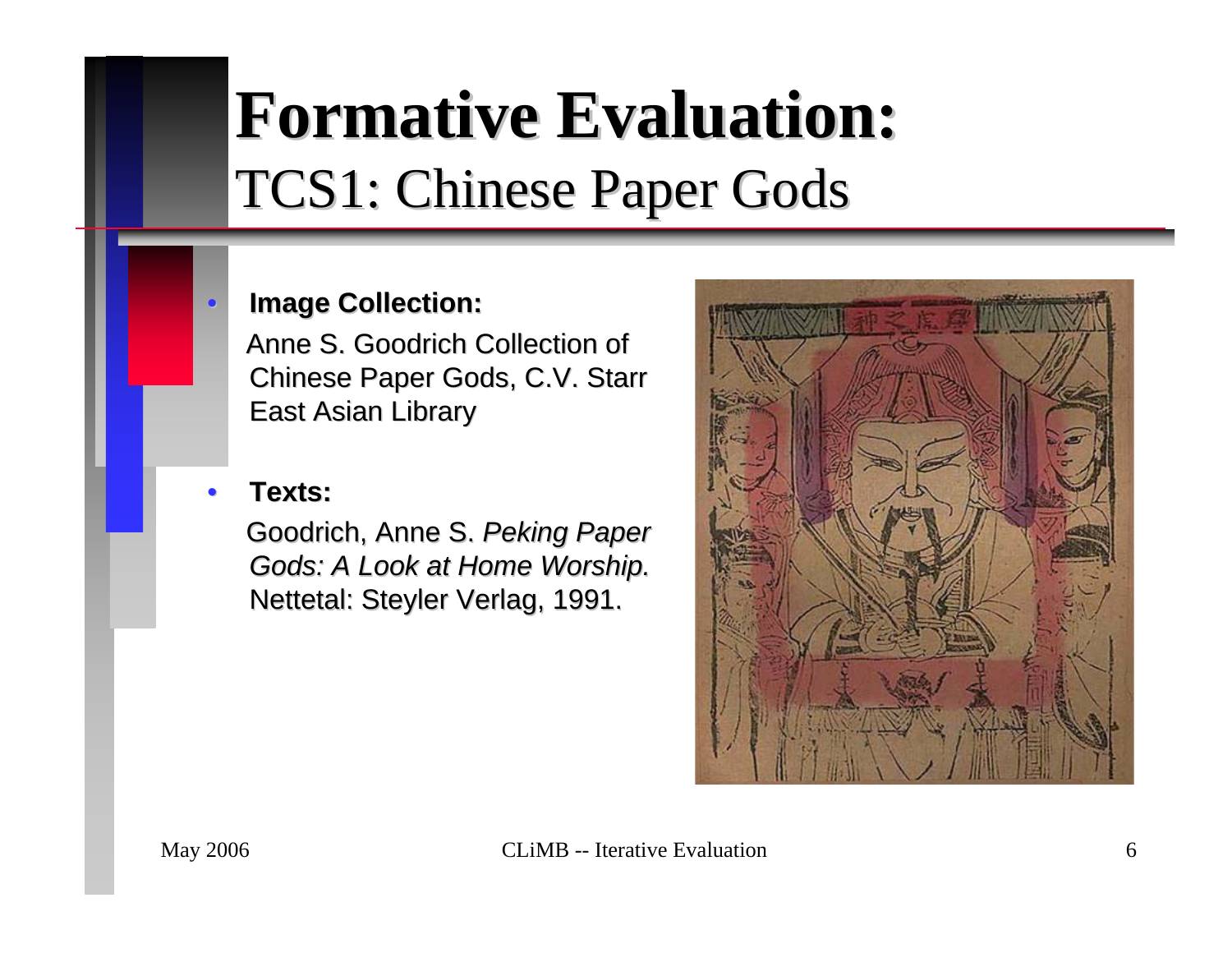# Formative Evaluation:

## TCS1: Chinese Paper Gods

- **Image Collection:**
  Anne S. Goodrich Collection of Chinese Paper Gods, C.V. Starr East Asian Library

- **Texts:**
  Goodrich, Anne S. *Peking Paper Gods: A Look at Home Worship*. Nettetal: Steyler Verlag, 1991.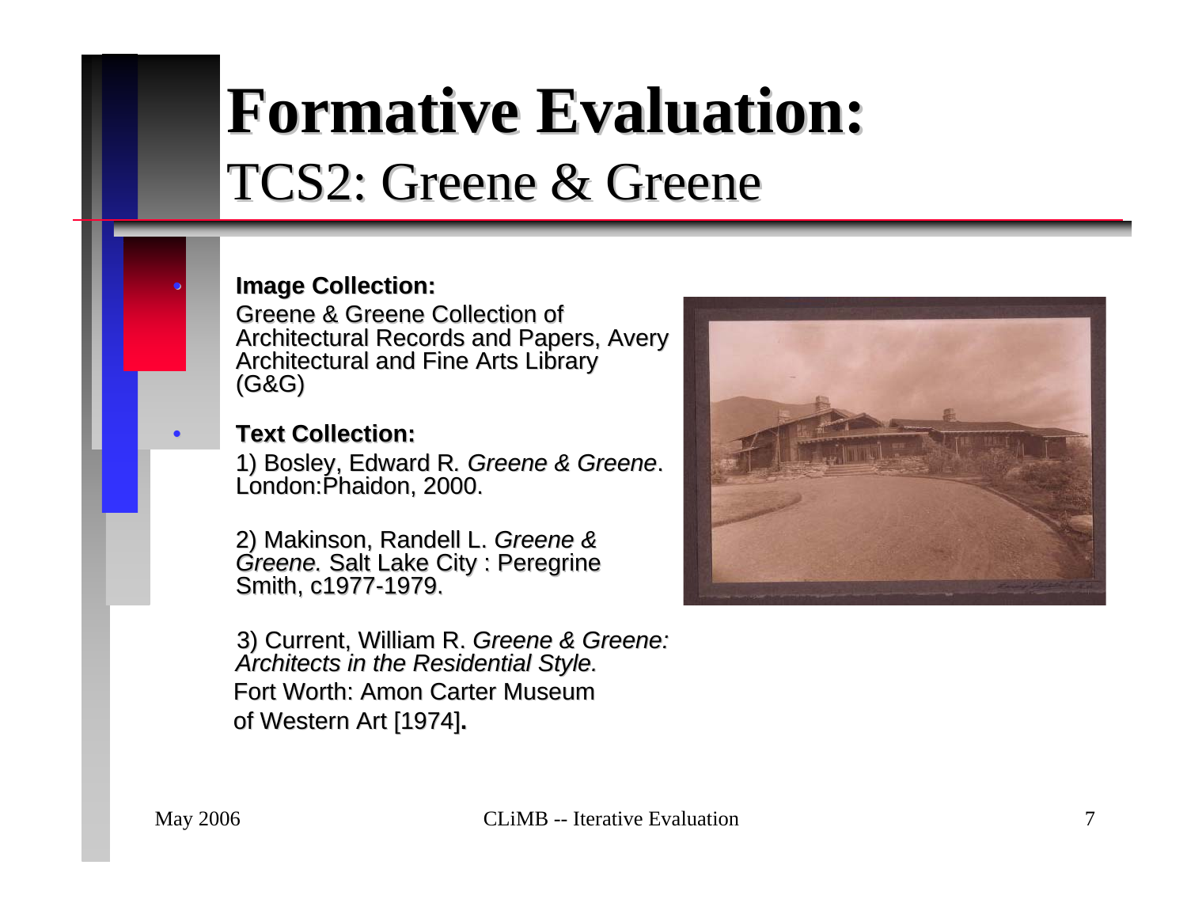# Formative Evaluation:
## TCS2: Greene & Greene

- **Image Collection:**
  Greene & Greene Collection of Architectural Records and Papers, Avery Architectural and Fine Arts Library (G&G)

- **Text Collection:**
  1) Bosley, Edward R. *Greene & Greene*. London:Phaidon, 2000.

  2) Makinson, Randell L. *Greene & Greene.* Salt Lake City : Peregrine Smith, c1977-1979.

  3) Current, William R. *Greene & Greene: Architects in the Residential Style.* Fort Worth: Amon Carter Museum of Western Art [1974].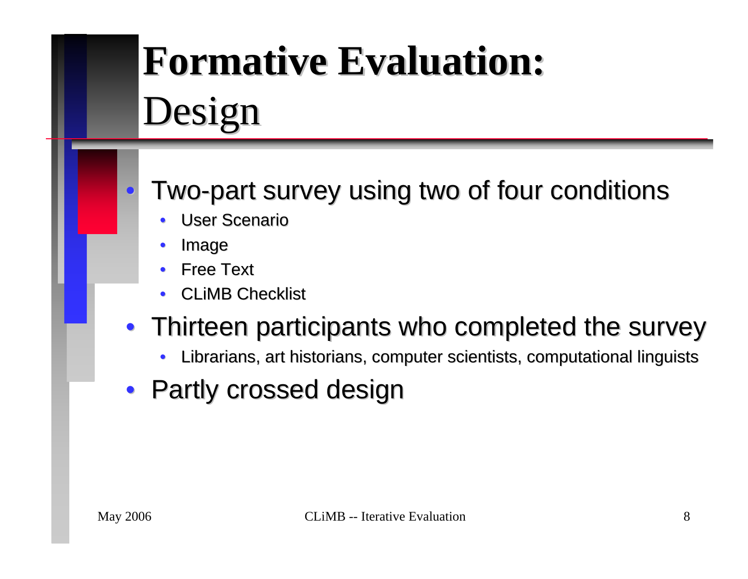# Formative Evaluation: Design

- Two-part survey using two of four conditions
  - User Scenario
  - Image
  - Free Text
  - CLiMB Checklist
- Thirteen participants who completed the survey
  - Librarians, art historians, computer scientists, computational linguists
- Partly crossed design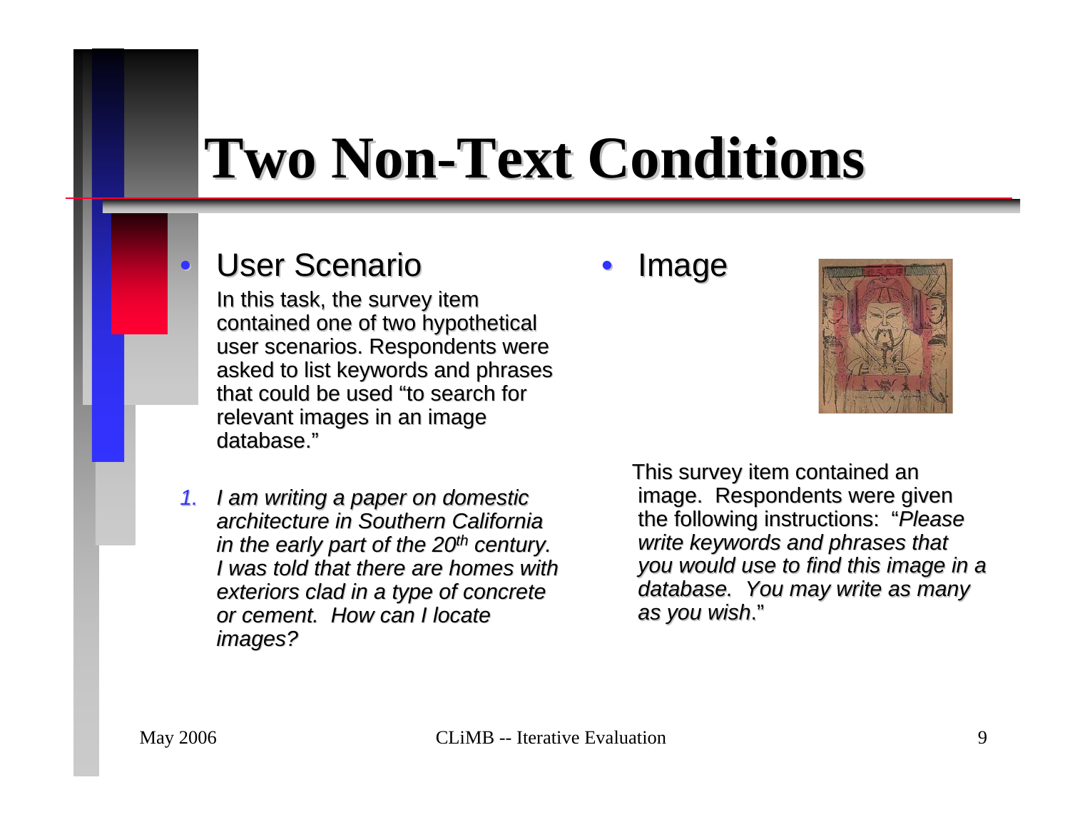# Two Non-Text Conditions

- User Scenario

  In this task, the survey item contained one of two hypothetical user scenarios. Respondents were asked to list keywords and phrases that could be used "to search for relevant images in an image database."

  1. *I am writing a paper on domestic architecture in Southern California in the early part of the 20th century. I was told that there are homes with exteriors clad in a type of concrete or cement. How can I locate images?*

- Image

  This survey item contained an image. Respondents were given the following instructions: "*Please write keywords and phrases that you would use to find this image in a database. You may write as many as you wish*."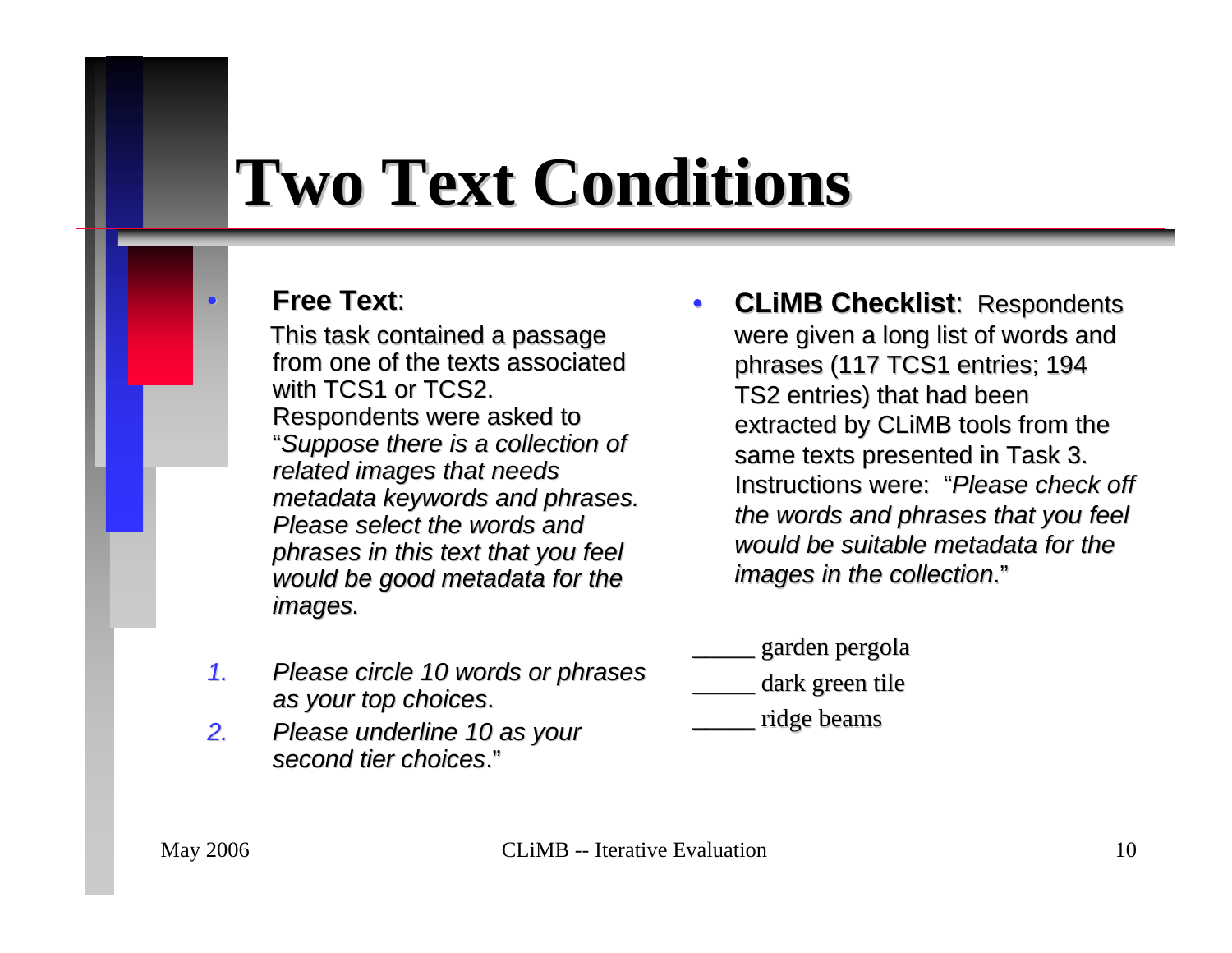# Two Text Conditions

- **Free Text**:
  This task contained a passage from one of the texts associated with TCS1 or TCS2. Respondents were asked to "*Suppose there is a collection of related images that needs metadata keywords and phrases. Please select the words and phrases in this text that you feel would be good metadata for the images.*

  1. *Please circle 10 words or phrases as your top choices*.
  2. *Please underline 10 as your second tier choices*."

- **CLiMB Checklist**: Respondents were given a long list of words and phrases (117 TCS1 entries; 194 TS2 entries) that had been extracted by CLiMB tools from the same texts presented in Task 3. Instructions were: "*Please check off the words and phrases that you feel would be suitable metadata for the images in the collection*."

_____ garden pergola

_____ dark green tile

_____ ridge beams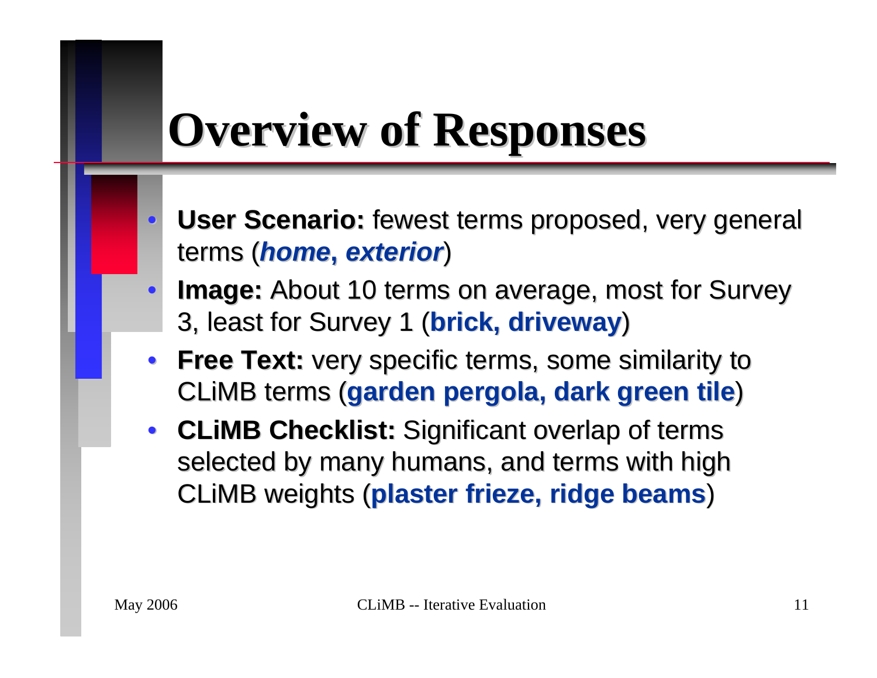# Overview of Responses

- **User Scenario:** fewest terms proposed, very general terms (***home, exterior***)
- **Image:** About 10 terms on average, most for Survey 3, least for Survey 1 (**brick, driveway**)
- **Free Text:** very specific terms, some similarity to CLiMB terms (**garden pergola, dark green tile**)
- **CLiMB Checklist:** Significant overlap of terms selected by many humans, and terms with high CLiMB weights (**plaster frieze, ridge beams**)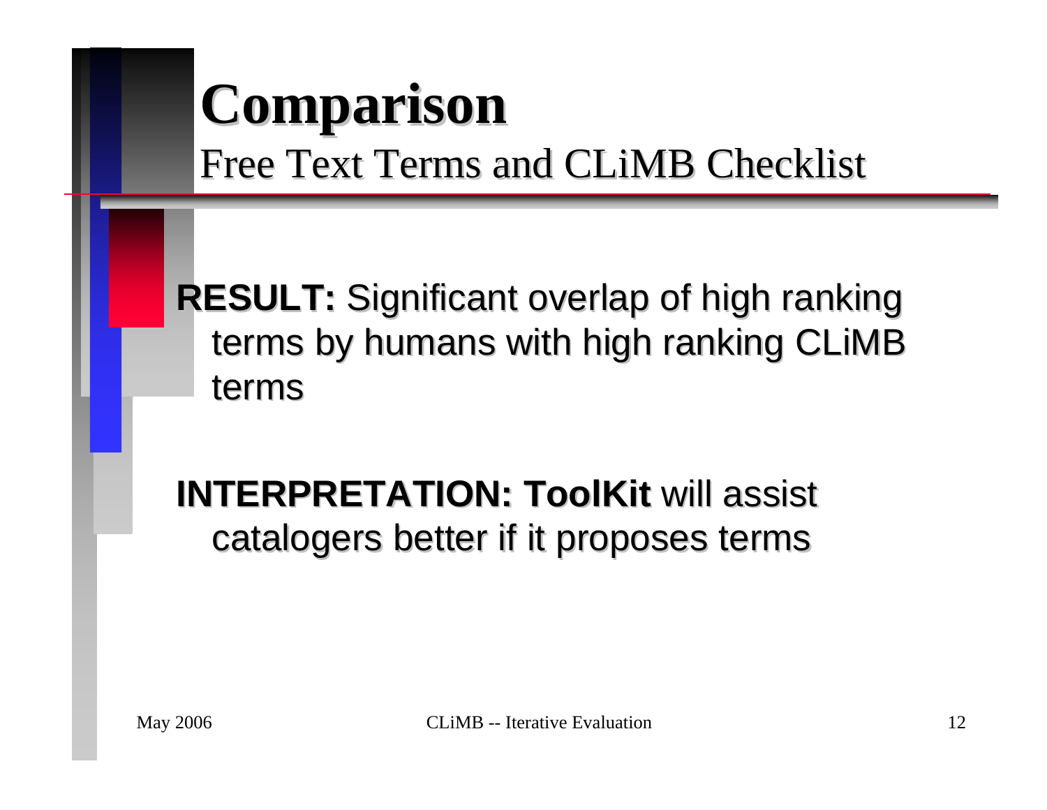# Comparison

## Free Text Terms and CLiMB Checklist

**RESULT:** Significant overlap of high ranking terms by humans with high ranking CLiMB terms

**INTERPRETATION: ToolKit** will assist catalogers better if it proposes terms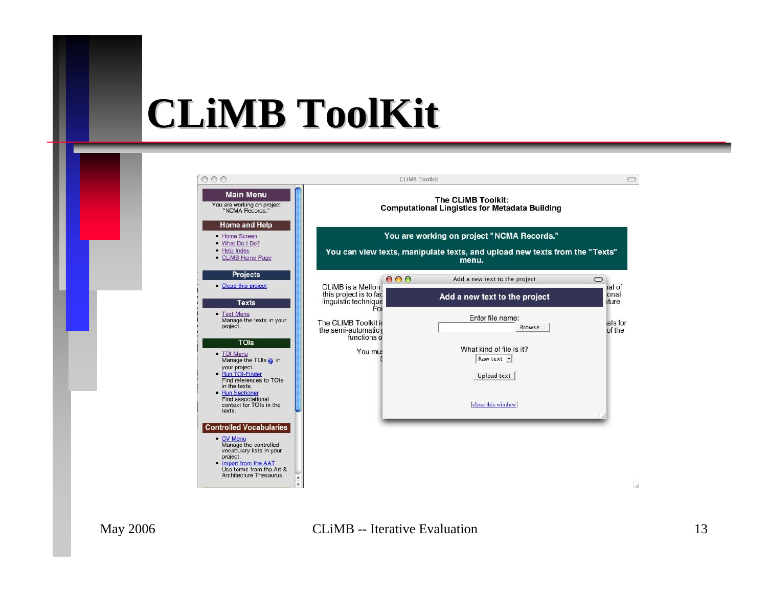# CLiMB ToolKit

**Main Menu**

You are working on project "NCMA Records."

**Home and Help**

- Home Screen
- What Do I Do?
- Help Index
- CLiMB Home Page

**Projects**

- Close this project

**Texts**

- Text Menu
  Manage the texts in your project.

**TOIs**

- TOI Menu
  Manage the TOIs in your project.
- Run TOI-Finder
  Find references to TOIs in the texts.
- Run Sectioner
  Find associational context for TOIs in the texts.

**Controlled Vocabularies**

- CV Menu
  Manage the controlled vocabulary lists in your project.
- Import from the AAT
  Use terms from the Art & Architecture Thesaurus.

**The CLiMB Toolkit:**
**Computational Lingistics for Metadata Building**

**You are working on project "NCMA Records."**

**You can view texts, manipulate texts, and upload new texts from the "Texts" menu.**

**Add a new text to the project**

Enter file name: [Browse...]

What kind of file is it? [Raw text]

[Upload text]

[close this window]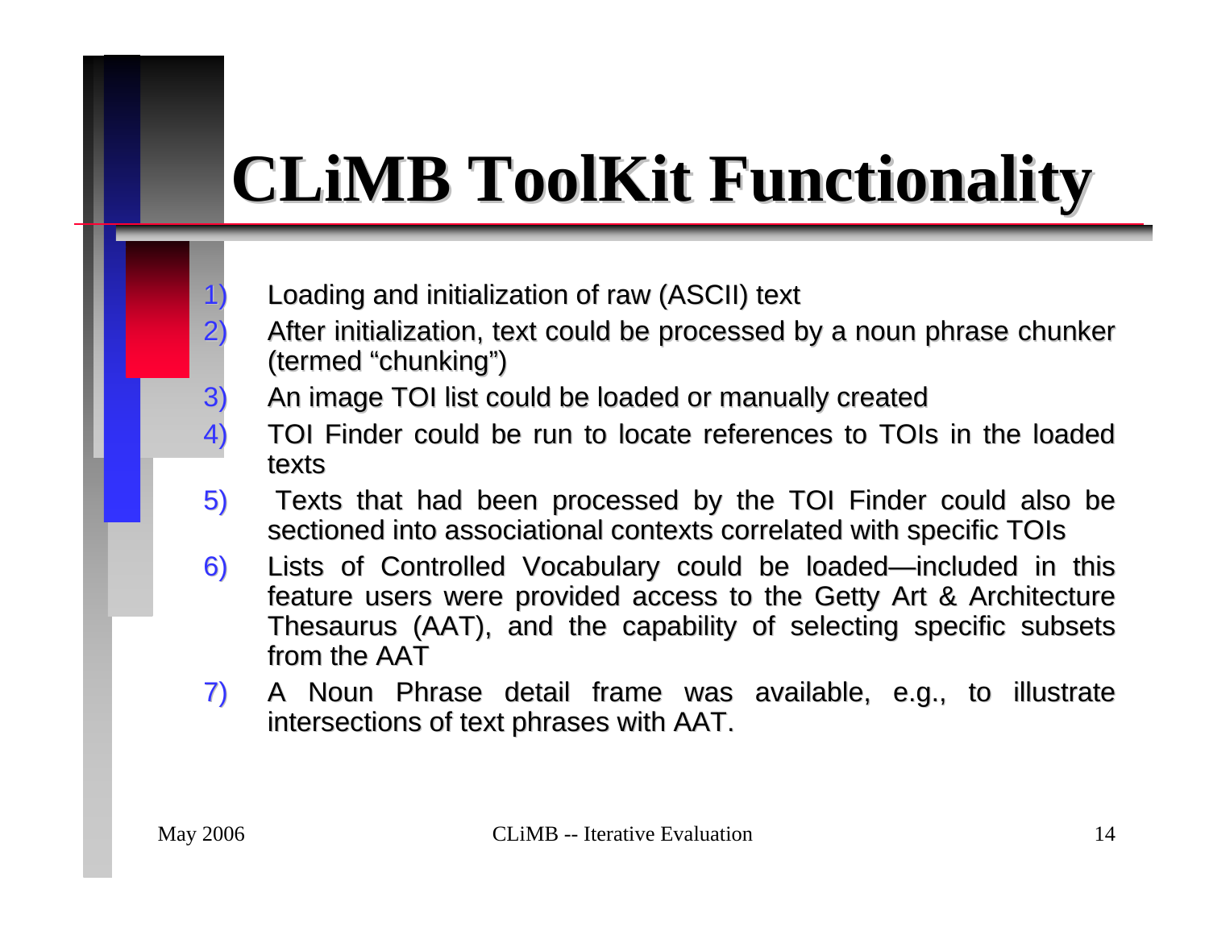# CLiMB ToolKit Functionality

1) Loading and initialization of raw (ASCII) text
2) After initialization, text could be processed by a noun phrase chunker (termed "chunking")
3) An image TOI list could be loaded or manually created
4) TOI Finder could be run to locate references to TOIs in the loaded texts
5) Texts that had been processed by the TOI Finder could also be sectioned into associational contexts correlated with specific TOIs
6) Lists of Controlled Vocabulary could be loaded—included in this feature users were provided access to the Getty Art & Architecture Thesaurus (AAT), and the capability of selecting specific subsets from the AAT
7) A Noun Phrase detail frame was available, e.g., to illustrate intersections of text phrases with AAT.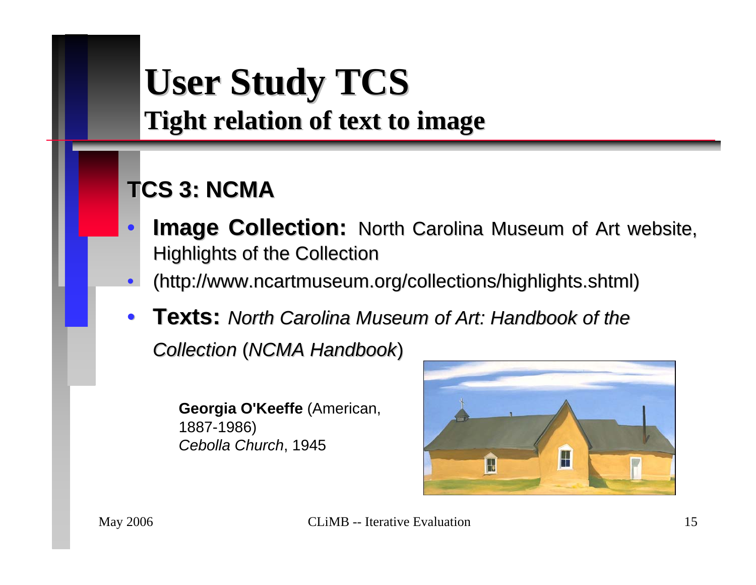# User Study TCS

## Tight relation of text to image

### TCS 3: NCMA

- **Image Collection:** North Carolina Museum of Art website, Highlights of the Collection
- (http://www.ncartmuseum.org/collections/highlights.shtml)
- **Texts:** *North Carolina Museum of Art: Handbook of the Collection* (*NCMA Handbook*)

**Georgia O'Keeffe** (American, 1887-1986)
*Cebolla Church*, 1945

May 2006

CLiMB -- Iterative Evaluation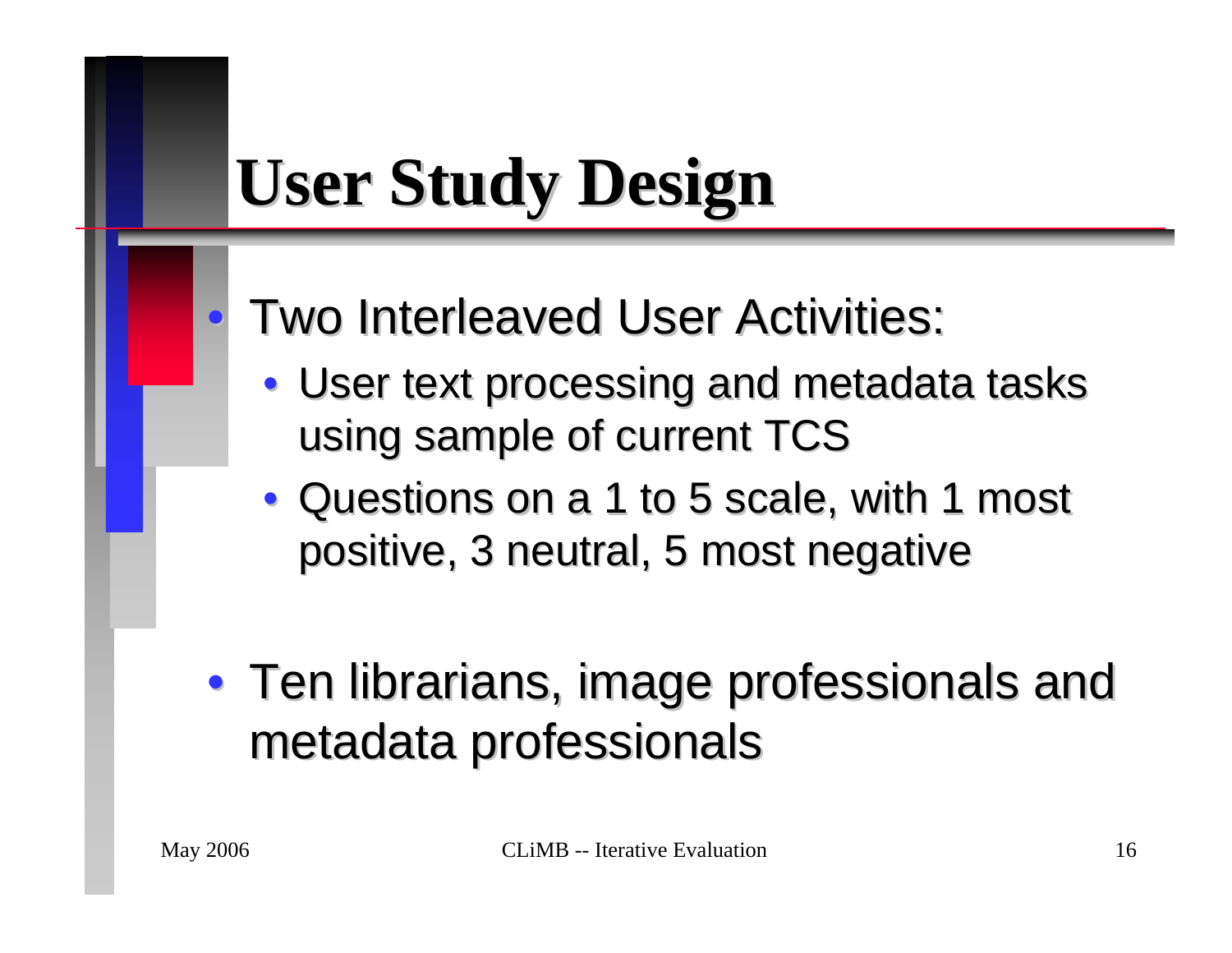# User Study Design

- Two Interleaved User Activities:
  - User text processing and metadata tasks using sample of current TCS
  - Questions on a 1 to 5 scale, with 1 most positive, 3 neutral, 5 most negative
- Ten librarians, image professionals and metadata professionals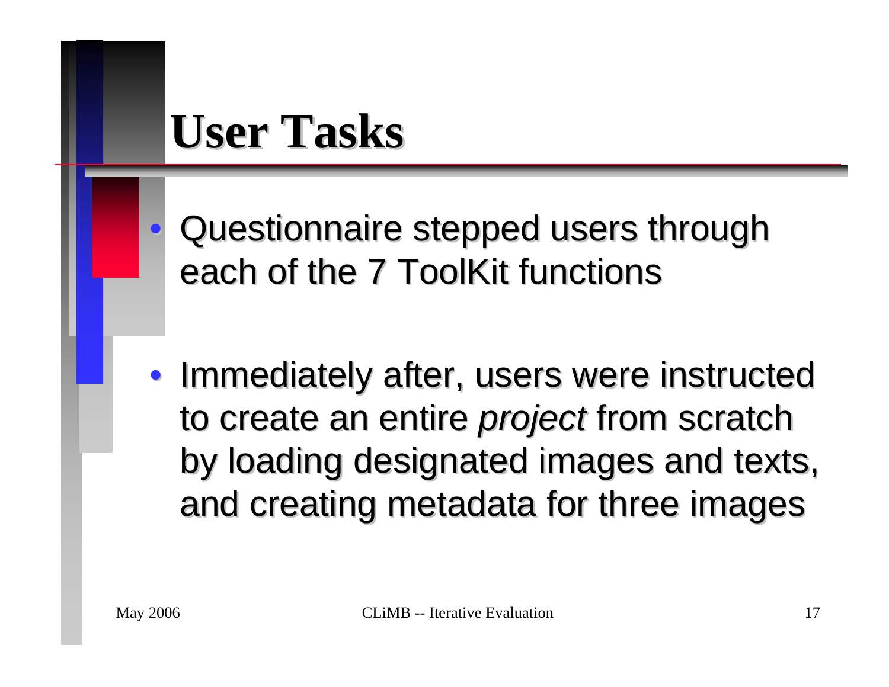# User Tasks

- Questionnaire stepped users through each of the 7 ToolKit functions
- Immediately after, users were instructed to create an entire *project* from scratch by loading designated images and texts, and creating metadata for three images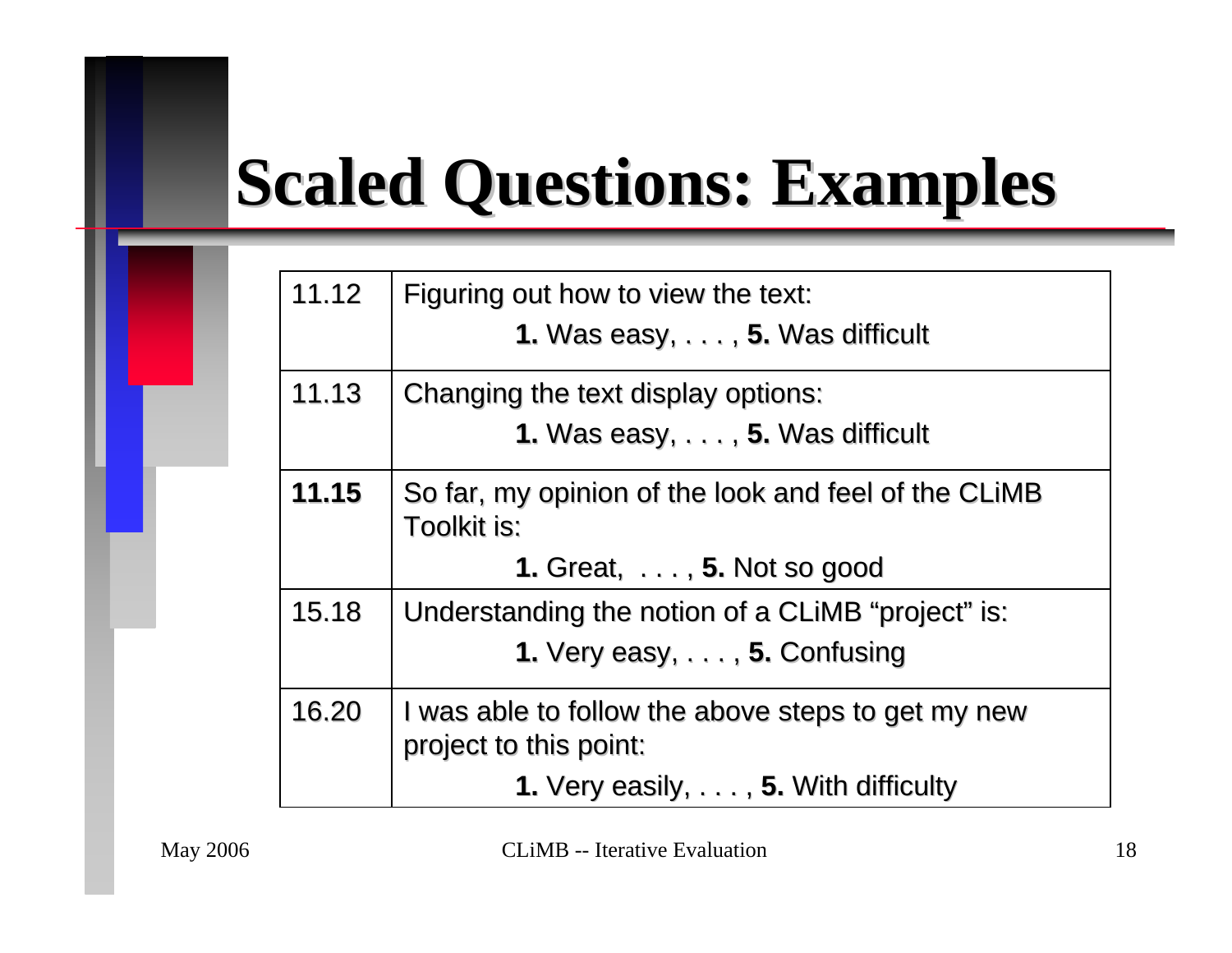# Scaled Questions: Examples

| | |
|---|---|
| 11.12 | Figuring out how to view the text: **1.** Was easy, . . . , **5.** Was difficult |
| 11.13 | Changing the text display options: **1.** Was easy, . . . , **5.** Was difficult |
| **11.15** | So far, my opinion of the look and feel of the CLiMB Toolkit is: **1.** Great, . . . , **5.** Not so good |
| 15.18 | Understanding the notion of a CLiMB "project" is: **1.** Very easy, . . . , **5.** Confusing |
| 16.20 | I was able to follow the above steps to get my new project to this point: **1.** Very easily, . . . , **5.** With difficulty |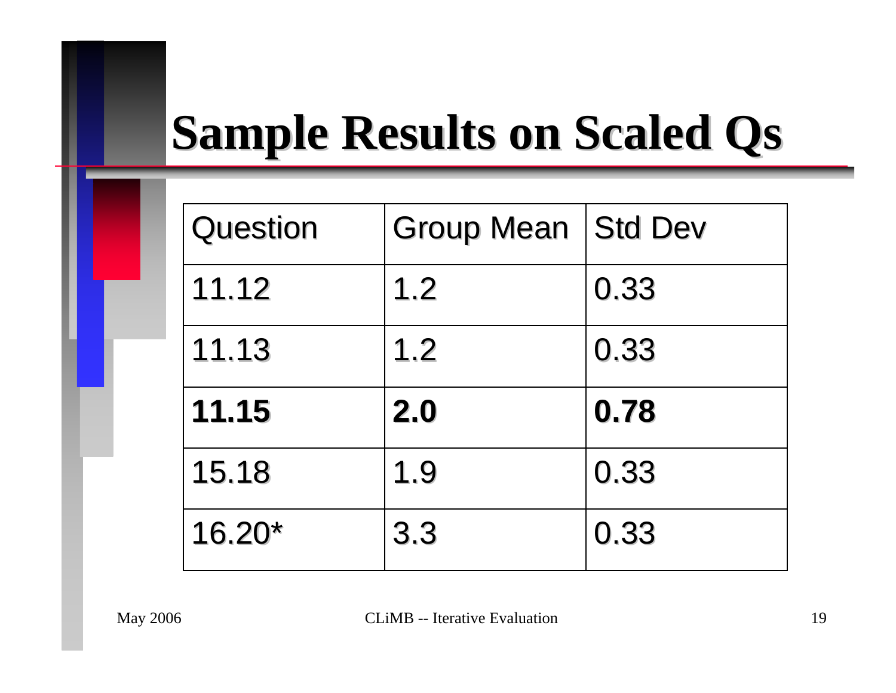# Sample Results on Scaled Qs

| Question | Group Mean | Std Dev |
|---|---|---|
| 11.12 | 1.2 | 0.33 |
| 11.13 | 1.2 | 0.33 |
| **11.15** | **2.0** | **0.78** |
| 15.18 | 1.9 | 0.33 |
| 16.20* | 3.3 | 0.33 |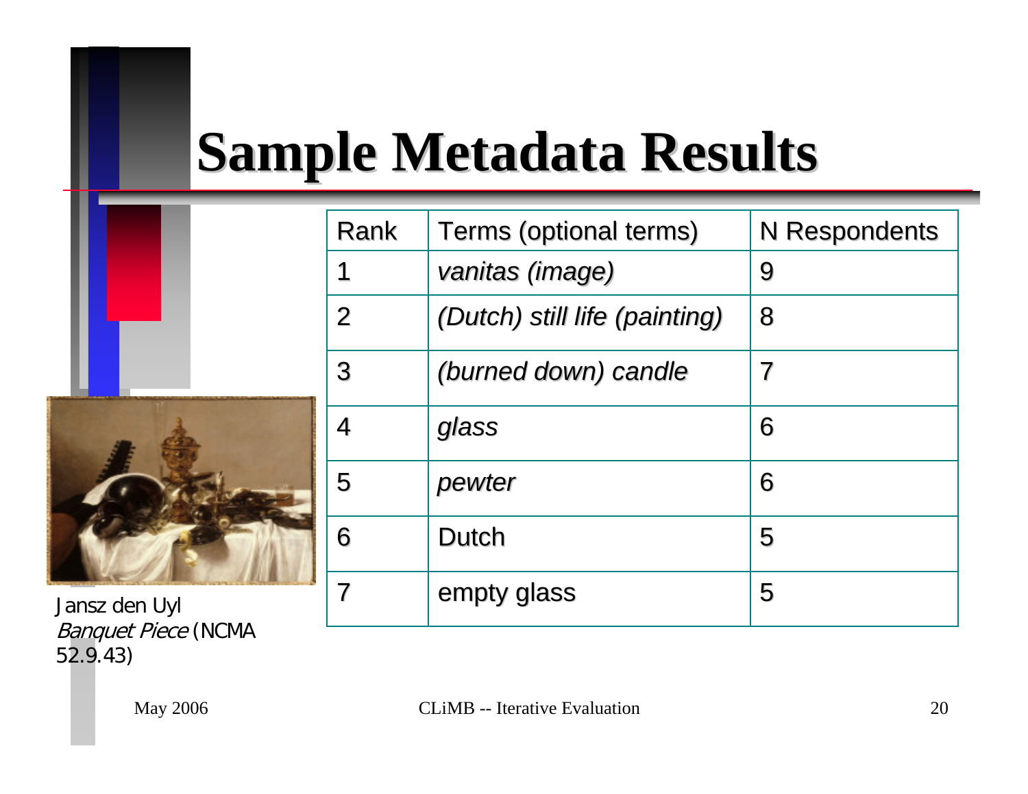# Sample Metadata Results

| Rank | Terms (optional terms) | N Respondents |
|---|---|---|
| 1 | *vanitas (image)* | 9 |
| 2 | *(Dutch) still life (painting)* | 8 |
| 3 | *(burned down) candle* | 7 |
| 4 | *glass* | 6 |
| 5 | *pewter* | 6 |
| 6 | Dutch | 5 |
| 7 | empty glass | 5 |

Jansz den Uyl
*Banquet Piece* (NCMA 52.9.43)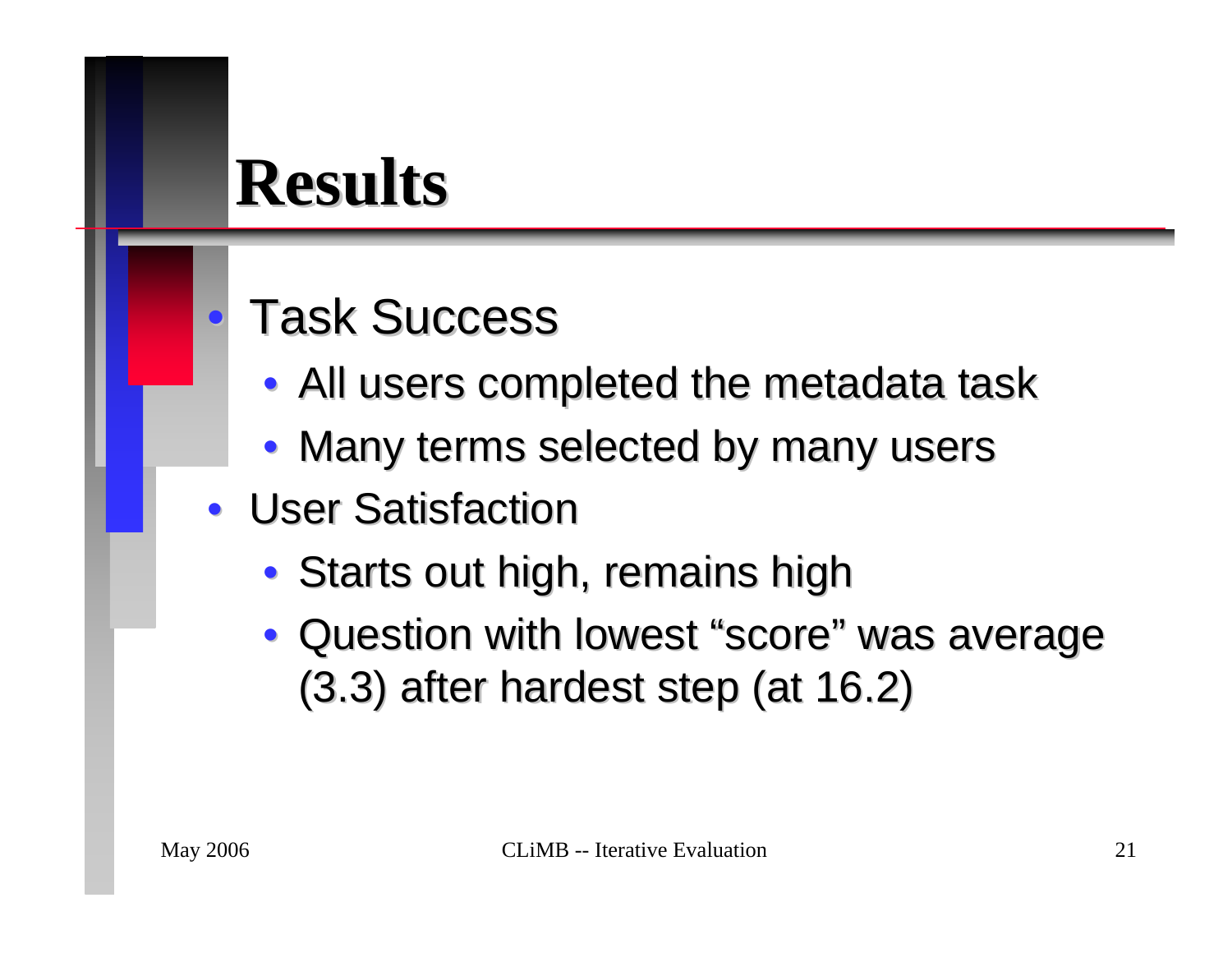# Results

- Task Success
  - All users completed the metadata task
  - Many terms selected by many users
- User Satisfaction
  - Starts out high, remains high
  - Question with lowest “score” was average (3.3) after hardest step (at 16.2)